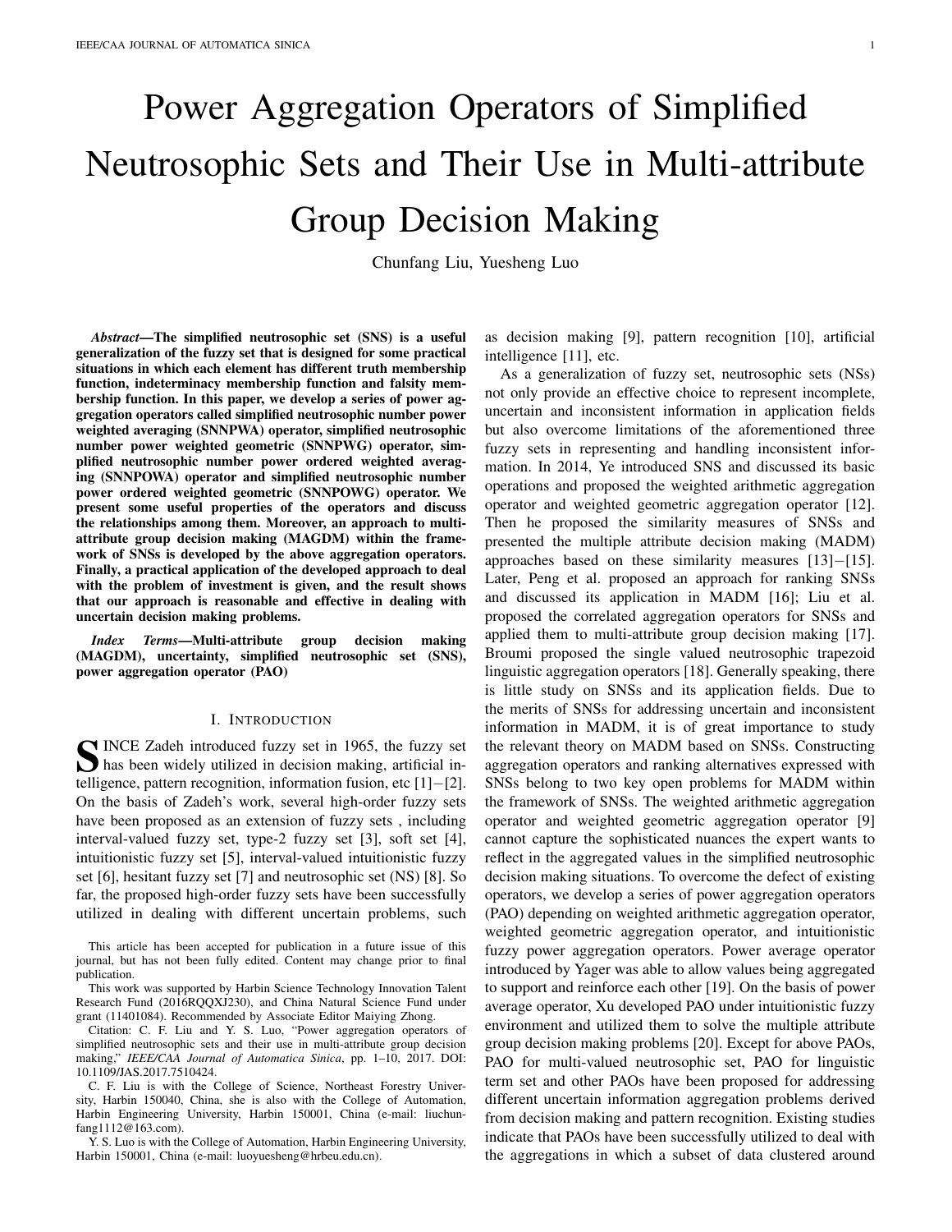# Power Aggregation Operators of Simplified Neutrosophic Sets and Their Use in Multi-attribute Group Decision Making

Chunfang Liu, Yuesheng Luo

***Abstract*—The simplified neutrosophic set (SNS) is a useful generalization of the fuzzy set that is designed for some practical situations in which each element has different truth membership function, indeterminacy membership function and falsity membership function. In this paper, we develop a series of power aggregation operators called simplified neutrosophic number power weighted averaging (SNNPWA) operator, simplified neutrosophic number power weighted geometric (SNNPWG) operator, simplified neutrosophic number power ordered weighted averaging (SNNPOWA) operator and simplified neutrosophic number power ordered weighted geometric (SNNPOWG) operator. We present some useful properties of the operators and discuss the relationships among them. Moreover, an approach to multi-attribute group decision making (MAGDM) within the framework of SNSs is developed by the above aggregation operators. Finally, a practical application of the developed approach to deal with the problem of investment is given, and the result shows that our approach is reasonable and effective in dealing with uncertain decision making problems.**

***Index Terms*—Multi-attribute group decision making (MAGDM), uncertainty, simplified neutrosophic set (SNS), power aggregation operator (PAO)**

## I. Introduction

SINCE Zadeh introduced fuzzy set in 1965, the fuzzy set has been widely utilized in decision making, artificial intelligence, pattern recognition, information fusion, etc [1]−[2]. On the basis of Zadeh's work, several high-order fuzzy sets have been proposed as an extension of fuzzy sets , including interval-valued fuzzy set, type-2 fuzzy set [3], soft set [4], intuitionistic fuzzy set [5], interval-valued intuitionistic fuzzy set [6], hesitant fuzzy set [7] and neutrosophic set (NS) [8]. So far, the proposed high-order fuzzy sets have been successfully utilized in dealing with different uncertain problems, such as decision making [9], pattern recognition [10], artificial intelligence [11], etc.

As a generalization of fuzzy set, neutrosophic sets (NSs) not only provide an effective choice to represent incomplete, uncertain and inconsistent information in application fields but also overcome limitations of the aforementioned three fuzzy sets in representing and handling inconsistent information. In 2014, Ye introduced SNS and discussed its basic operations and proposed the weighted arithmetic aggregation operator and weighted geometric aggregation operator [12]. Then he proposed the similarity measures of SNSs and presented the multiple attribute decision making (MADM) approaches based on these similarity measures [13]−[15]. Later, Peng et al. proposed an approach for ranking SNSs and discussed its application in MADM [16]; Liu et al. proposed the correlated aggregation operators for SNSs and applied them to multi-attribute group decision making [17]. Broumi proposed the single valued neutrosophic trapezoid linguistic aggregation operators [18]. Generally speaking, there is little study on SNSs and its application fields. Due to the merits of SNSs for addressing uncertain and inconsistent information in MADM, it is of great importance to study the relevant theory on MADM based on SNSs. Constructing aggregation operators and ranking alternatives expressed with SNSs belong to two key open problems for MADM within the framework of SNSs. The weighted arithmetic aggregation operator and weighted geometric aggregation operator [9] cannot capture the sophisticated nuances the expert wants to reflect in the aggregated values in the simplified neutrosophic decision making situations. To overcome the defect of existing operators, we develop a series of power aggregation operators (PAO) depending on weighted arithmetic aggregation operator, weighted geometric aggregation operators, and intuitionistic fuzzy power aggregation operators. Power average operator introduced by Yager was able to allow values being aggregated to support and reinforce each other [19]. On the basis of power average operator, Xu developed PAO under intuitionistic fuzzy environment and utilized them to solve the multiple attribute group decision making problems [20]. Except for above PAOs, PAO for multi-valued neutrosophic set, PAO for linguistic term set and other PAOs have been proposed for addressing different uncertain information aggregation problems derived from decision making and pattern recognition. Existing studies indicate that PAOs have been successfully utilized to deal with the aggregations in which a subset of data clustered around

---

This article has been accepted for publication in a future issue of this journal, but has not been fully edited. Content may change prior to final publication.

This work was supported by Harbin Science Technology Innovation Talent Research Fund (2016RQQXJ230), and China Natural Science Fund under grant (11401084). Recommended by Associate Editor Maiying Zhong.

Citation: C. F. Liu and Y. S. Luo, "Power aggregation operators of simplified neutrosophic sets and their use in multi-attribute group decision making," *IEEE/CAA Journal of Automatica Sinica*, pp. 1–10, 2017. DOI: 10.1109/JAS.2017.7510424.

C. F. Liu is with the College of Science, Northeast Forestry University, Harbin 150040, China, she is also with the College of Automation, Harbin Engineering University, Harbin 150001, China (e-mail: liuchunfang1112@163.com).

Y. S. Luo is with the College of Automation, Harbin Engineering University, Harbin 150001, China (e-mail: luoyuesheng@hrbeu.edu.cn).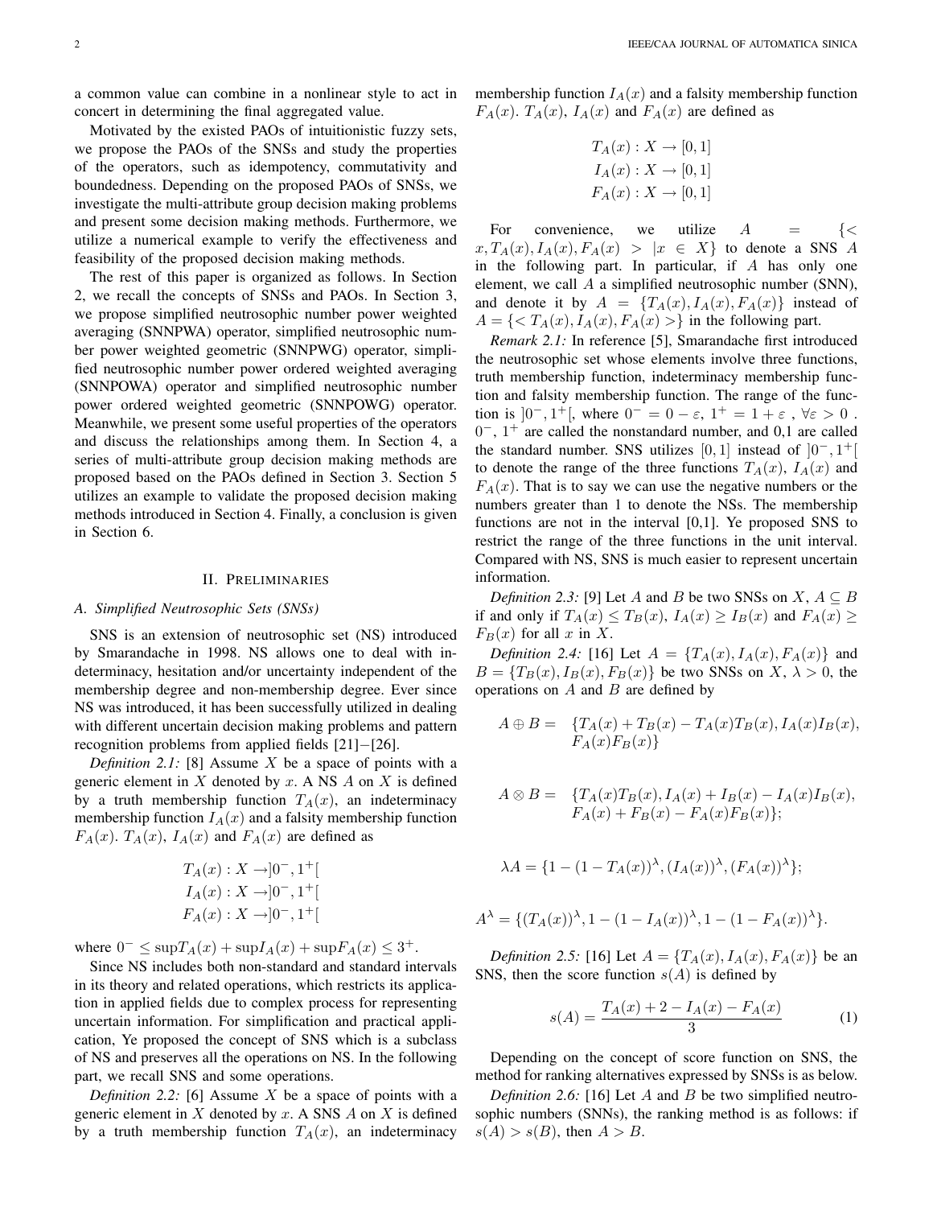a common value can combine in a nonlinear style to act in concert in determining the final aggregated value.

Motivated by the existed PAOs of intuitionistic fuzzy sets, we propose the PAOs of the SNSs and study the properties of the operators, such as idempotency, commutativity and boundedness. Depending on the proposed PAOs of SNSs, we investigate the multi-attribute group decision making problems and present some decision making methods. Furthermore, we utilize a numerical example to verify the effectiveness and feasibility of the proposed decision making methods.

The rest of this paper is organized as follows. In Section 2, we recall the concepts of SNSs and PAOs. In Section 3, we propose simplified neutrosophic number power weighted averaging (SNNPWA) operator, simplified neutrosophic number power weighted geometric (SNNPWG) operator, simplified neutrosophic number power ordered weighted averaging (SNNPOWA) operator and simplified neutrosophic number power ordered weighted geometric (SNNPOWG) operator. Meanwhile, we present some useful properties of the operators and discuss the relationships among them. In Section 4, a series of multi-attribute group decision making methods are proposed based on the PAOs defined in Section 3. Section 5 utilizes an example to validate the proposed decision making methods introduced in Section 4. Finally, a conclusion is given in Section 6.

## II. Preliminaries

### A. Simplified Neutrosophic Sets (SNSs)

SNS is an extension of neutrosophic set (NS) introduced by Smarandache in 1998. NS allows one to deal with indeterminacy, hesitation and/or uncertainty independent of the membership degree and non-membership degree. Ever since NS was introduced, it has been successfully utilized in dealing with different uncertain decision making problems and pattern recognition problems from applied fields [21]−[26].

*Definition 2.1:* [8] Assume $X$ be a space of points with a generic element in $X$ denoted by $x$. A NS $A$ on $X$ is defined by a truth membership function $T_A(x)$, an indeterminacy membership function $I_A(x)$ and a falsity membership function $F_A(x)$. $T_A(x)$, $I_A(x)$ and $F_A(x)$ are defined as

$$T_A(x) : X \to ]0^-, 1^+[$$
$$I_A(x) : X \to ]0^-, 1^+[$$
$$F_A(x) : X \to ]0^-, 1^+[$$

where $0^- \leq \sup T_A(x) + \sup I_A(x) + \sup F_A(x) \leq 3^+$.

Since NS includes both non-standard and standard intervals in its theory and related operations, which restricts its application in applied fields due to complex process for representing uncertain information. For simplification and practical application, Ye proposed the concept of SNS which is a subclass of NS and preserves all the operations on NS. In the following part, we recall SNS and some operations.

*Definition 2.2:* [6] Assume $X$ be a space of points with a generic element in $X$ denoted by $x$. A SNS $A$ on $X$ is defined by a truth membership function $T_A(x)$, an indeterminacy membership function $I_A(x)$ and a falsity membership function $F_A(x)$. $T_A(x)$, $I_A(x)$ and $F_A(x)$ are defined as

$$T_A(x) : X \to [0, 1]$$
$$I_A(x) : X \to [0, 1]$$
$$F_A(x) : X \to [0, 1]$$

For convenience, we utilize $A = \{< x, T_A(x), I_A(x), F_A(x) > | x \in X\}$ to denote a SNS $A$ in the following part. In particular, if $A$ has only one element, we call $A$ a simplified neutrosophic number (SNN), and denote it by $A = \{T_A(x), I_A(x), F_A(x)\}$ instead of $A = \{< T_A(x), I_A(x), F_A(x) >\}$ in the following part.

*Remark 2.1:* In reference [5], Smarandache first introduced the neutrosophic set whose elements involve three functions, truth membership function, indeterminacy membership function and falsity membership function. The range of the function is $]0^-, 1^+[$, where $0^- = 0 - \varepsilon$, $1^+ = 1 + \varepsilon$ , $\forall \varepsilon > 0$ . $0^-$, $1^+$ are called the nonstandard number, and 0,1 are called the standard number. SNS utilizes $[0, 1]$ instead of $]0^-, 1^+[$ to denote the range of the three functions $T_A(x)$, $I_A(x)$ and $F_A(x)$. That is to say we can use the negative numbers or the numbers greater than 1 to denote the NSs. The membership functions are not in the interval [0,1]. Ye proposed SNS to restrict the range of the three functions in the unit interval. Compared with NS, SNS is much easier to represent uncertain information.

*Definition 2.3:* [9] Let $A$ and $B$ be two SNSs on $X$, $A \subseteq B$ if and only if $T_A(x) \leq T_B(x)$, $I_A(x) \geq I_B(x)$ and $F_A(x) \geq F_B(x)$ for all $x$ in $X$.

*Definition 2.4:* [16] Let $A = \{T_A(x), I_A(x), F_A(x)\}$ and $B = \{T_B(x), I_B(x), F_B(x)\}$ be two SNSs on $X$, $\lambda > 0$, the operations on $A$ and $B$ are defined by

$$A \oplus B = \{T_A(x) + T_B(x) - T_A(x)T_B(x), I_A(x)I_B(x), F_A(x)F_B(x)\}$$

$$A \otimes B = \{T_A(x)T_B(x), I_A(x) + I_B(x) - I_A(x)I_B(x), F_A(x) + F_B(x) - F_A(x)F_B(x)\};$$

$$\lambda A = \{1 - (1 - T_A(x))^{\lambda}, (I_A(x))^{\lambda}, (F_A(x))^{\lambda}\};$$

$$A^{\lambda} = \{(T_A(x))^{\lambda}, 1 - (1 - I_A(x))^{\lambda}, 1 - (1 - F_A(x))^{\lambda}\}.$$

*Definition 2.5:* [16] Let $A = \{T_A(x), I_A(x), F_A(x)\}$ be an SNS, then the score function $s(A)$ is defined by

$$s(A) = \frac{T_A(x) + 2 - I_A(x) - F_A(x)}{3} \tag{1}$$

Depending on the concept of score function on SNS, the method for ranking alternatives expressed by SNSs is as below.

*Definition 2.6:* [16] Let $A$ and $B$ be two simplified neutrosophic numbers (SNNs), the ranking method is as follows: if $s(A) > s(B)$, then $A > B$.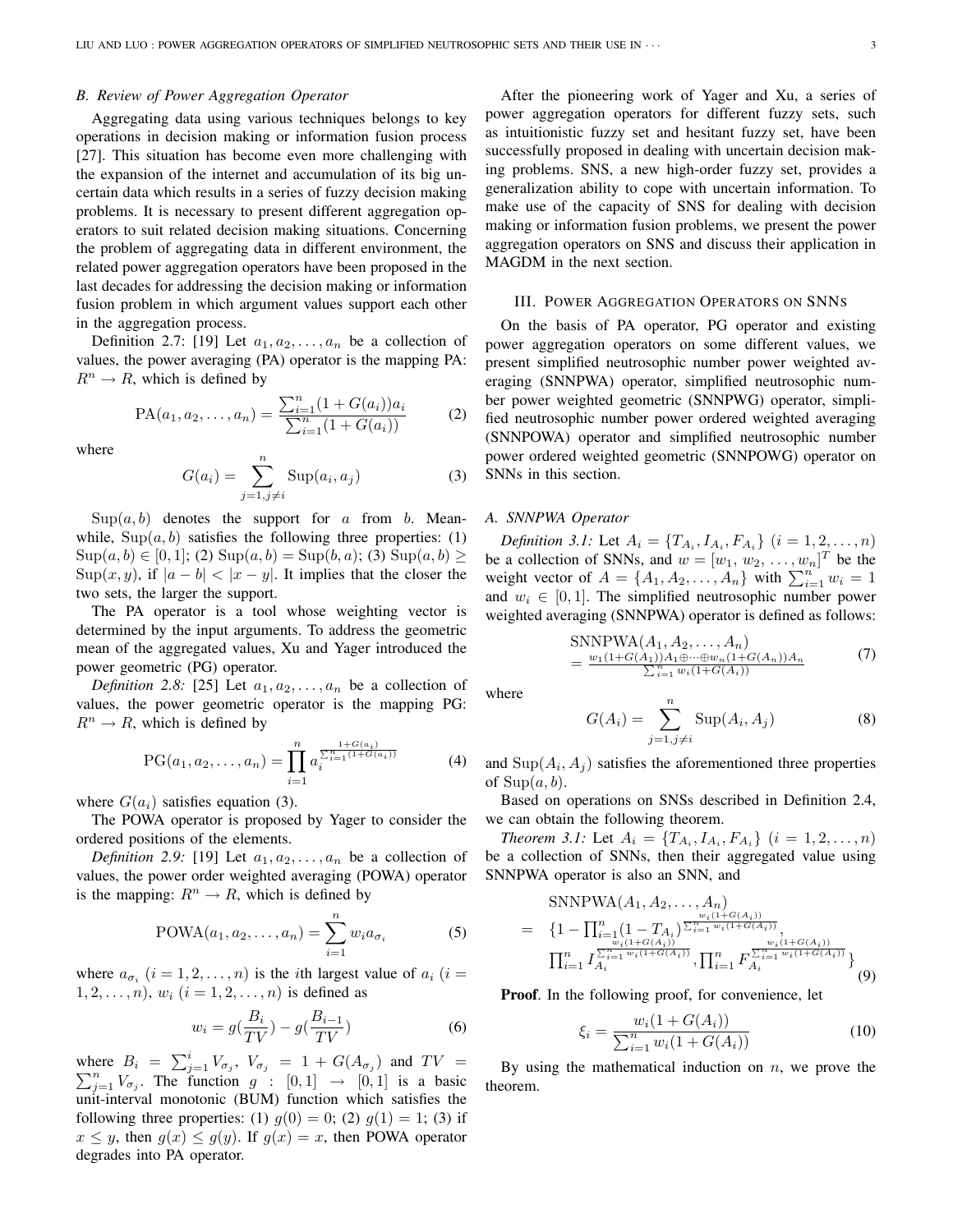### B. Review of Power Aggregation Operator

Aggregating data using various techniques belongs to key operations in decision making or information fusion process [27]. This situation has become even more challenging with the expansion of the internet and accumulation of its big uncertain data which results in a series of fuzzy decision making problems. It is necessary to present different aggregation operators to suit related decision making situations. Concerning the problem of aggregating data in different environment, the related power aggregation operators have been proposed in the last decades for addressing the decision making or information fusion problem in which argument values support each other in the aggregation process.

Definition 2.7: [19] Let $a_1, a_2, \ldots, a_n$ be a collection of values, the power averaging (PA) operator is the mapping PA: $R^n \rightarrow R$, which is defined by

$$\mathrm{PA}(a_1, a_2, \ldots, a_n) = \frac{\sum_{i=1}^{n}(1 + G(a_i))a_i}{\sum_{i=1}^{n}(1 + G(a_i))} \tag{2}$$

where

$$G(a_i) = \sum_{j=1, j\neq i}^{n} \mathrm{Sup}(a_i, a_j) \tag{3}$$

$\mathrm{Sup}(a, b)$ denotes the support for $a$ from $b$. Meanwhile, $\mathrm{Sup}(a, b)$ satisfies the following three properties: (1) $\mathrm{Sup}(a, b) \in [0, 1]$; (2) $\mathrm{Sup}(a, b) = \mathrm{Sup}(b, a)$; (3) $\mathrm{Sup}(a, b) \geq \mathrm{Sup}(x, y)$, if $|a - b| < |x - y|$. It implies that the closer the two sets, the larger the support.

The PA operator is a tool whose weighting vector is determined by the input arguments. To address the geometric mean of the aggregated values, Xu and Yager introduced the power geometric (PG) operator.

*Definition 2.8:* [25] Let $a_1, a_2, \ldots, a_n$ be a collection of values, the power geometric operator is the mapping PG: $R^n \rightarrow R$, which is defined by

$$\mathrm{PG}(a_1, a_2, \ldots, a_n) = \prod_{i=1}^{n} a_i^{\frac{1+G(a_i)}{\sum_{i=1}^{n}(1+G(a_i))}} \tag{4}$$

where $G(a_i)$ satisfies equation (3).

The POWA operator is proposed by Yager to consider the ordered positions of the elements.

*Definition 2.9:* [19] Let $a_1, a_2, \ldots, a_n$ be a collection of values, the power order weighted averaging (POWA) operator is the mapping: $R^n \rightarrow R$, which is defined by

$$\mathrm{POWA}(a_1, a_2, \ldots, a_n) = \sum_{i=1}^{n} w_i a_{\sigma_i} \tag{5}$$

where $a_{\sigma_i}$ $(i = 1, 2, \ldots, n)$ is the $i$th largest value of $a_i$ $(i = 1, 2, \ldots, n)$, $w_i$ $(i = 1, 2, \ldots, n)$ is defined as

$$w_i = g(\frac{B_i}{TV}) - g(\frac{B_{i-1}}{TV}) \tag{6}$$

where $B_i = \sum_{j=1}^{i} V_{\sigma_j}$, $V_{\sigma_j} = 1 + G(A_{\sigma_j})$ and $TV = \sum_{j=1}^{n} V_{\sigma_j}$. The function $g : [0, 1] \rightarrow [0, 1]$ is a basic unit-interval monotonic (BUM) function which satisfies the following three properties: (1) $g(0) = 0$; (2) $g(1) = 1$; (3) if $x \leq y$, then $g(x) \leq g(y)$. If $g(x) = x$, then POWA operator degrades into PA operator.

After the pioneering work of Yager and Xu, a series of power aggregation operators for different fuzzy sets, such as intuitionistic fuzzy set and hesitant fuzzy set, have been successfully proposed in dealing with uncertain decision making problems. SNS, a new high-order fuzzy set, provides a generalization ability to cope with uncertain information. To make use of the capacity of SNS for dealing with decision making or information fusion problems, we present the power aggregation operators on SNS and discuss their application in MAGDM in the next section.

## III. Power Aggregation Operators on SNNs

On the basis of PA operator, PG operator and existing power aggregation operators on some different values, we present simplified neutrosophic number power weighted averaging (SNNPWA) operator, simplified neutrosophic number power weighted geometric (SNNPWG) operator, simplified neutrosophic number power ordered weighted averaging (SNNPOWA) operator and simplified neutrosophic number power ordered weighted geometric (SNNPOWG) operator on SNNs in this section.

### A. SNNPWA Operator

*Definition 3.1:* Let $A_i = \{T_{A_i}, I_{A_i}, F_{A_i}\}$ $(i = 1, 2, \ldots, n)$ be a collection of SNNs, and $w = [w_1, w_2, \ldots, w_n]^T$ be the weight vector of $A = \{A_1, A_2, \ldots, A_n\}$ with $\sum_{i=1}^{n} w_i = 1$ and $w_i \in [0, 1]$. The simplified neutrosophic number power weighted averaging (SNNPWA) operator is defined as follows:

$$\begin{aligned}&\mathrm{SNNPWA}(A_1, A_2, \ldots, A_n)\\&= \tfrac{w_1(1+G(A_1))A_1 \oplus \cdots \oplus w_n(1+G(A_n))A_n}{\sum_{i=1}^{n} w_i(1+G(A_i))}\end{aligned} \tag{7}$$

where

$$G(A_i) = \sum_{j=1, j\neq i}^{n} \mathrm{Sup}(A_i, A_j) \tag{8}$$

and $\mathrm{Sup}(A_i, A_j)$ satisfies the aforementioned three properties of $\mathrm{Sup}(a, b)$.

Based on operations on SNSs described in Definition 2.4, we can obtain the following theorem.

*Theorem 3.1:* Let $A_i = \{T_{A_i}, I_{A_i}, F_{A_i}\}$ $(i = 1, 2, \ldots, n)$ be a collection of SNNs, then their aggregated value using SNNPWA operator is also an SNN, and

$$\begin{aligned}&\mathrm{SNNPWA}(A_1, A_2, \ldots, A_n)\\= \ &\{1 - \textstyle\prod_{i=1}^{n}(1 - T_{A_i})^{\frac{w_i(1+G(A_i))}{\sum_{i=1}^{n} w_i(1+G(A_i))}},\\&\textstyle\prod_{i=1}^{n} I_{A_i}^{\frac{w_i(1+G(A_i))}{\sum_{i=1}^{n} w_i(1+G(A_i))}}, \prod_{i=1}^{n} F_{A_i}^{\frac{w_i(1+G(A_i))}{\sum_{i=1}^{n} w_i(1+G(A_i))}}\}\end{aligned} \tag{9}$$

**Proof**. In the following proof, for convenience, let

$$\xi_i = \frac{w_i(1 + G(A_i))}{\sum_{i=1}^{n} w_i(1 + G(A_i))} \tag{10}$$

By using the mathematical induction on $n$, we prove the theorem.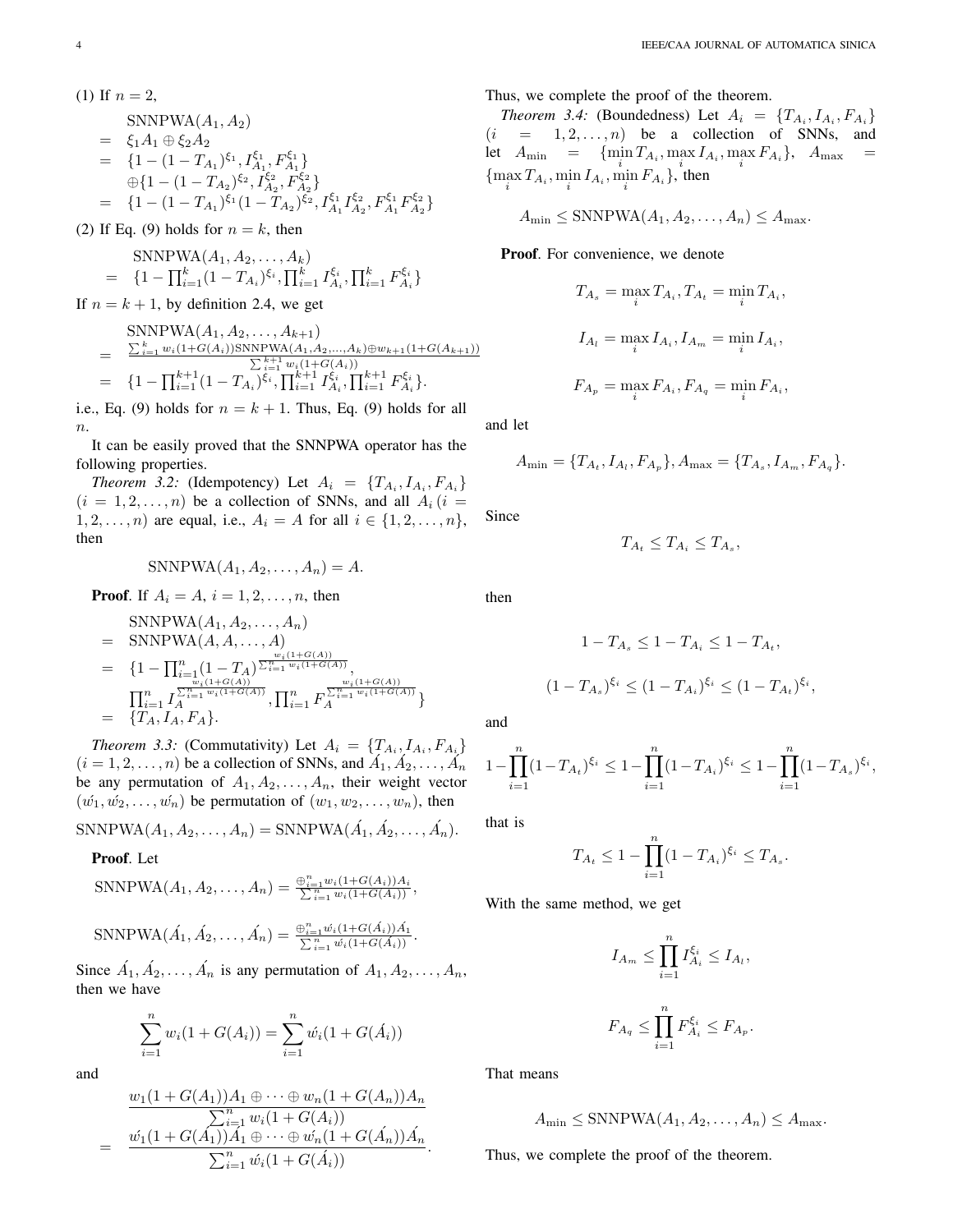(1) If $n = 2$,

$$
\begin{aligned}
& \text{SNNPWA}(A_1, A_2) \\
= \ & \xi_1 A_1 \oplus \xi_2 A_2 \\
= \ & \{1 - (1 - T_{A_1})^{\xi_1}, I_{A_1}^{\xi_1}, F_{A_1}^{\xi_1}\} \\
& \oplus \{1 - (1 - T_{A_2})^{\xi_2}, I_{A_2}^{\xi_2}, F_{A_2}^{\xi_2}\} \\
= \ & \{1 - (1 - T_{A_1})^{\xi_1}(1 - T_{A_2})^{\xi_2}, I_{A_1}^{\xi_1} I_{A_2}^{\xi_2}, F_{A_1}^{\xi_1} F_{A_2}^{\xi_2}\}
\end{aligned}
$$

(2) If Eq. (9) holds for $n = k$, then

$$
\begin{aligned}
& \text{SNNPWA}(A_1, A_2, \ldots, A_k) \\
= \ & \{1 - \textstyle\prod_{i=1}^{k}(1 - T_{A_i})^{\xi_i}, \prod_{i=1}^{k} I_{A_i}^{\xi_i}, \prod_{i=1}^{k} F_{A_i}^{\xi_i}\}
\end{aligned}
$$

If $n = k + 1$, by definition 2.4, we get

$$
\begin{aligned}
& \text{SNNPWA}(A_1, A_2, \ldots, A_{k+1}) \\
= \ & \frac{\sum_{i=1}^{k} w_i(1+G(A_i))\text{SNNPWA}(A_1, A_2, \ldots, A_k) \oplus w_{k+1}(1+G(A_{k+1}))}{\sum_{i=1}^{k+1} w_i(1+G(A_i))} \\
= \ & \{1 - \textstyle\prod_{i=1}^{k+1}(1 - T_{A_i})^{\xi_i}, \prod_{i=1}^{k+1} I_{A_i}^{\xi_i}, \prod_{i=1}^{k+1} F_{A_i}^{\xi_i}\}.
\end{aligned}
$$

i.e., Eq. (9) holds for $n = k + 1$. Thus, Eq. (9) holds for all $n$.

It can be easily proved that the SNNPWA operator has the following properties.

*Theorem 3.2:* (Idempotency) Let $A_i = \{T_{A_i}, I_{A_i}, F_{A_i}\}$ $(i = 1, 2, \ldots, n)$ be a collection of SNNs, and all $A_i\,(i = 1, 2, \ldots, n)$ are equal, i.e., $A_i = A$ for all $i \in \{1, 2, \ldots, n\}$, then

$$
\text{SNNPWA}(A_1, A_2, \ldots, A_n) = A.
$$

**Proof**. If $A_i = A$, $i = 1, 2, \ldots, n$, then

$$
\begin{aligned}
& \text{SNNPWA}(A_1, A_2, \ldots, A_n) \\
= \ & \text{SNNPWA}(A, A, \ldots, A) \\
= \ & \{1 - \textstyle\prod_{i=1}^{n}(1 - T_A)^{\frac{w_i(1+G(A))}{\sum_{i=1}^{n} w_i(1+G(A))}}, \\
& \textstyle\prod_{i=1}^{n} I_A^{\frac{w_i(1+G(A))}{\sum_{i=1}^{n} w_i(1+G(A))}}, \prod_{i=1}^{n} F_A^{\frac{w_i(1+G(A))}{\sum_{i=1}^{n} w_i(1+G(A))}}\} \\
= \ & \{T_A, I_A, F_A\}.
\end{aligned}
$$

*Theorem 3.3:* (Commutativity) Let $A_i = \{T_{A_i}, I_{A_i}, F_{A_i}\}$ $(i = 1, 2, \ldots, n)$ be a collection of SNNs, and $\acute{A_1}, \acute{A_2}, \ldots, \acute{A_n}$ be any permutation of $A_1, A_2, \ldots, A_n$, their weight vector $(\acute{w_1}, \acute{w_2}, \ldots, \acute{w_n})$ be permutation of $(w_1, w_2, \ldots, w_n)$, then

$$
\text{SNNPWA}(A_1, A_2, \ldots, A_n) = \text{SNNPWA}(\acute{A_1}, \acute{A_2}, \ldots, \acute{A_n}).
$$

**Proof**. Let

$$
\text{SNNPWA}(A_1, A_2, \ldots, A_n) = \frac{\oplus_{i=1}^{n} w_i(1+G(A_i))A_i}{\sum_{i=1}^{n} w_i(1+G(A_i))},
$$

$$
\text{SNNPWA}(\acute{A_1}, \acute{A_2}, \ldots, \acute{A_n}) = \frac{\oplus_{i=1}^{n} \acute{w_i}(1+G(\acute{A_i}))\acute{A_i}}{\sum_{i=1}^{n} \acute{w_i}(1+G(\acute{A_i}))}.
$$

Since $\acute{A_1}, \acute{A_2}, \ldots, \acute{A_n}$ is any permutation of $A_1, A_2, \ldots, A_n$, then we have

$$
\sum_{i=1}^{n} w_i(1 + G(A_i)) = \sum_{i=1}^{n} \acute{w_i}(1 + G(\acute{A_i}))
$$

and

$$
\begin{aligned}
& \frac{w_1(1 + G(A_1))A_1 \oplus \cdots \oplus w_n(1 + G(A_n))A_n}{\sum_{i=1}^{n} w_i(1 + G(A_i))} \\
= \ & \frac{\acute{w_1}(1 + G(\acute{A_1}))\acute{A_1} \oplus \cdots \oplus \acute{w_n}(1 + G(\acute{A_n}))\acute{A_n}}{\sum_{i=1}^{n} \acute{w_i}(1 + G(\acute{A_i}))}.
\end{aligned}
$$

Thus, we complete the proof of the theorem.

*Theorem 3.4:* (Boundedness) Let $A_i = \{T_{A_i}, I_{A_i}, F_{A_i}\}$ $(i = 1, 2, \ldots, n)$ be a collection of SNNs, and let $A_{\min} = \{\min_i T_{A_i}, \max_i I_{A_i}, \max_i F_{A_i}\}$, $A_{\max} = \{\max_i T_{A_i}, \min_i I_{A_i}, \min_i F_{A_i}\}$, then

$$
A_{\min} \leq \text{SNNPWA}(A_1, A_2, \ldots, A_n) \leq A_{\max}.
$$

**Proof**. For convenience, we denote

$$
T_{A_s} = \max_i T_{A_i}, T_{A_t} = \min_i T_{A_i},
$$

$$
I_{A_l} = \max_i I_{A_i}, I_{A_m} = \min_i I_{A_i},
$$

$$
F_{A_p} = \max_i F_{A_i}, F_{A_q} = \min_i F_{A_i},
$$

and let

$$
A_{\min} = \{T_{A_t}, I_{A_l}, F_{A_p}\}, A_{\max} = \{T_{A_s}, I_{A_m}, F_{A_q}\}.
$$

Since

$$
T_{A_t} \leq T_{A_i} \leq T_{A_s},
$$

then

$$
1 - T_{A_s} \leq 1 - T_{A_i} \leq 1 - T_{A_t},
$$

$$
(1 - T_{A_s})^{\xi_i} \leq (1 - T_{A_i})^{\xi_i} \leq (1 - T_{A_t})^{\xi_i},
$$

and

$$
1 - \prod_{i=1}^{n}(1 - T_{A_t})^{\xi_i} \leq 1 - \prod_{i=1}^{n}(1 - T_{A_i})^{\xi_i} \leq 1 - \prod_{i=1}^{n}(1 - T_{A_s})^{\xi_i},
$$

that is

$$
T_{A_t} \leq 1 - \prod_{i=1}^{n}(1 - T_{A_i})^{\xi_i} \leq T_{A_s}.
$$

With the same method, we get

$$
I_{A_m} \leq \prod_{i=1}^{n} I_{A_i}^{\xi_i} \leq I_{A_l},
$$

$$
F_{A_q} \leq \prod_{i=1}^{n} F_{A_i}^{\xi_i} \leq F_{A_p}.
$$

That means

$$
A_{\min} \leq \text{SNNPWA}(A_1, A_2, \ldots, A_n) \leq A_{\max}.
$$

Thus, we complete the proof of the theorem.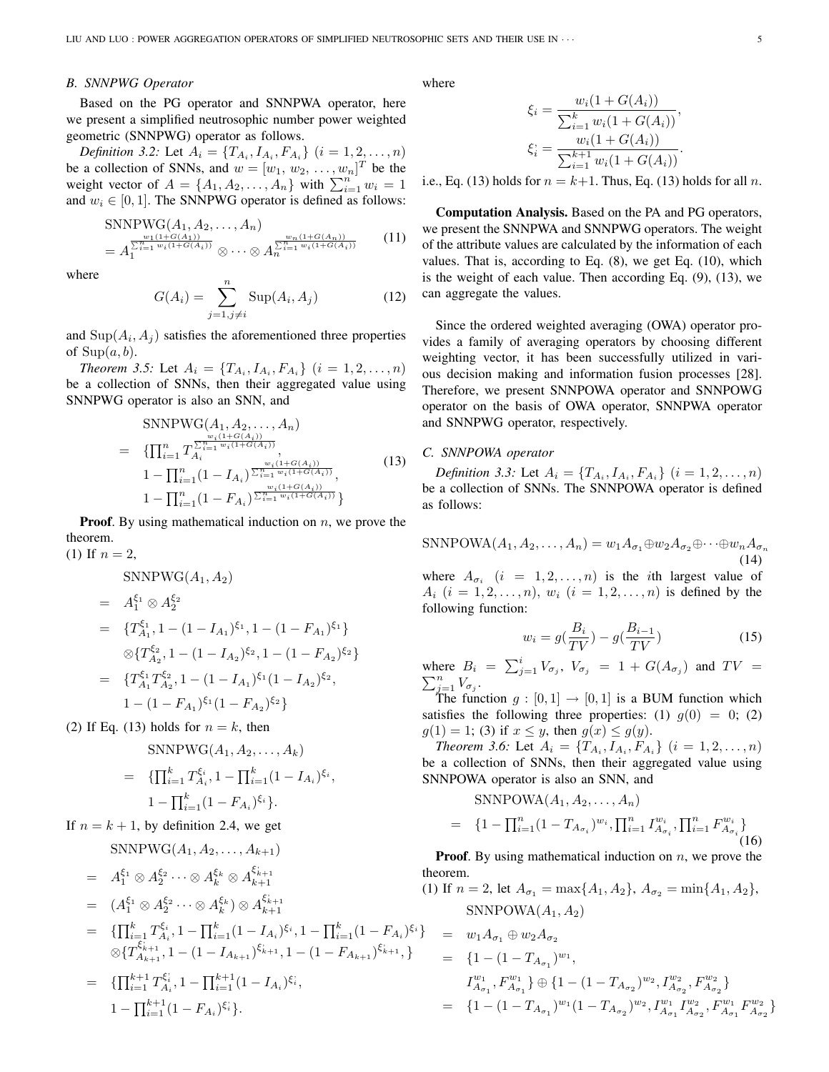### B. SNNPWG Operator

Based on the PG operator and SNNPWA operator, here we present a simplified neutrosophic number power weighted geometric (SNNPWG) operator as follows.

*Definition 3.2:* Let $A_i = \{T_{A_i}, I_{A_i}, F_{A_i}\}$ $(i = 1, 2, \ldots, n)$ be a collection of SNNs, and $w = [w_1, w_2, \ldots, w_n]^T$ be the weight vector of $A = \{A_1, A_2, \ldots, A_n\}$ with $\sum_{i=1}^n w_i = 1$ and $w_i \in [0, 1]$. The SNNPWG operator is defined as follows:

$$\begin{aligned}&\text{SNNPWG}(A_1, A_2, \ldots, A_n)\\&= A_1^{\frac{w_1(1+G(A_1))}{\sum_{i=1}^n w_i(1+G(A_i))}} \otimes \cdots \otimes A_n^{\frac{w_n(1+G(A_n))}{\sum_{i=1}^n w_i(1+G(A_i))}}\end{aligned} \tag{11}$$

where

$$G(A_i) = \sum_{j=1, j\neq i}^{n} \text{Sup}(A_i, A_j) \tag{12}$$

and $\text{Sup}(A_i, A_j)$ satisfies the aforementioned three properties of $\text{Sup}(a, b)$.

*Theorem 3.5:* Let $A_i = \{T_{A_i}, I_{A_i}, F_{A_i}\}$ $(i = 1, 2, \ldots, n)$ be a collection of SNNs, then their aggregated value using SNNPWG operator is also an SNN, and

$$\begin{aligned}&\text{SNNPWG}(A_1, A_2, \ldots, A_n)\\
=\ &\{\textstyle\prod_{i=1}^n T_{A_i}^{\frac{w_i(1+G(A_i))}{\sum_{i=1}^n w_i(1+G(A_i))}},\\
&1 - \textstyle\prod_{i=1}^n (1 - I_{A_i})^{\frac{w_i(1+G(A_i))}{\sum_{i=1}^n w_i(1+G(A_i))}},\\
&1 - \textstyle\prod_{i=1}^n (1 - F_{A_i})^{\frac{w_i(1+G(A_i))}{\sum_{i=1}^n w_i(1+G(A_i))}}\}\end{aligned} \tag{13}$$

**Proof**. By using mathematical induction on $n$, we prove the theorem.

(1) If $n = 2$,

$$\begin{aligned}&\text{SNNPWG}(A_1, A_2)\\
=\ &A_1^{\xi_1} \otimes A_2^{\xi_2}\\
=\ &\{T_{A_1}^{\xi_1}, 1 - (1 - I_{A_1})^{\xi_1}, 1 - (1 - F_{A_1})^{\xi_1}\}\\
&\otimes \{T_{A_2}^{\xi_2}, 1 - (1 - I_{A_2})^{\xi_2}, 1 - (1 - F_{A_2})^{\xi_2}\}\\
=\ &\{T_{A_1}^{\xi_1} T_{A_2}^{\xi_2}, 1 - (1 - I_{A_1})^{\xi_1}(1 - I_{A_2})^{\xi_2},\\
&1 - (1 - F_{A_1})^{\xi_1}(1 - F_{A_2})^{\xi_2}\}\end{aligned}$$

(2) If Eq. (13) holds for $n = k$, then

$$\begin{aligned}&\text{SNNPWG}(A_1, A_2, \ldots, A_k)\\
=\ &\{\textstyle\prod_{i=1}^k T_{A_i}^{\xi_i}, 1 - \prod_{i=1}^k (1 - I_{A_i})^{\xi_i},\\
&1 - \textstyle\prod_{i=1}^k (1 - F_{A_i})^{\xi_i}\}.\end{aligned}$$

If $n = k + 1$, by definition 2.4, we get

$$\begin{aligned}&\text{SNNPWG}(A_1, A_2, \ldots, A_{k+1})\\
=\ &A_1^{\xi_1} \otimes A_2^{\xi_2} \cdots \otimes A_k^{\xi_k} \otimes A_{k+1}^{\xi_{k+1}}\\
=\ &(A_1^{\xi_1} \otimes A_2^{\xi_2} \cdots \otimes A_k^{\xi_k}) \otimes A_{k+1}^{\xi_{k+1}}\\
=\ &\{\textstyle\prod_{i=1}^k T_{A_i}^{\xi_i}, 1 - \prod_{i=1}^k (1 - I_{A_i})^{\xi_i}, 1 - \prod_{i=1}^k (1 - F_{A_i})^{\xi_i}\}\\
&\otimes \{T_{A_{k+1}}^{\xi_{k+1}}, 1 - (1 - I_{A_{k+1}})^{\xi_{k+1}}, 1 - (1 - F_{A_{k+1}})^{\xi_{k+1}}, \}\\
=\ &\{\textstyle\prod_{i=1}^{k+1} T_{A_i}^{\xi_i^{;}}, 1 - \prod_{i=1}^{k+1} (1 - I_{A_i})^{\xi_i^{;}},\\
&1 - \textstyle\prod_{i=1}^{k+1} (1 - F_{A_i})^{\xi_i^{;}}\}.\end{aligned}$$

where

$$\xi_i = \frac{w_i(1 + G(A_i))}{\sum_{i=1}^k w_i(1 + G(A_i))},$$
$$\xi_i^{;} = \frac{w_i(1 + G(A_i))}{\sum_{i=1}^{k+1} w_i(1 + G(A_i))}.$$

i.e., Eq. (13) holds for $n = k+1$. Thus, Eq. (13) holds for all $n$.

**Computation Analysis.** Based on the PA and PG operators, we present the SNNPWA and SNNPWG operators. The weight of the attribute values are calculated by the information of each values. That is, according to Eq. (8), we get Eq. (10), which is the weight of each value. Then according Eq. (9), (13), we can aggregate the values.

Since the ordered weighted averaging (OWA) operator provides a family of averaging operators by choosing different weighting vector, it has been successfully utilized in various decision making and information fusion processes [28]. Therefore, we present SNNPOWA operator and SNNPOWG operator on the basis of OWA operator, SNNPWA operator and SNNPWG operator, respectively.

### C. SNNPOWA operator

*Definition 3.3:* Let $A_i = \{T_{A_i}, I_{A_i}, F_{A_i}\}$ $(i = 1, 2, \ldots, n)$ be a collection of SNNs. The SNNPOWA operator is defined as follows:

$$\text{SNNPOWA}(A_1, A_2, \ldots, A_n) = w_1 A_{\sigma_1} \oplus w_2 A_{\sigma_2} \oplus \cdots \oplus w_n A_{\sigma_n} \tag{14}$$

where $A_{\sigma_i}$ $(i = 1, 2, \ldots, n)$ is the $i$th largest value of $A_i$ $(i = 1, 2, \ldots, n)$, $w_i$ $(i = 1, 2, \ldots, n)$ is defined by the following function:

$$w_i = g\left(\frac{B_i}{TV}\right) - g\left(\frac{B_{i-1}}{TV}\right) \tag{15}$$

where $B_i = \sum_{j=1}^i V_{\sigma_j}$, $V_{\sigma_j} = 1 + G(A_{\sigma_j})$ and $TV = \sum_{j=1}^n V_{\sigma_j}$.

The function $g : [0, 1] \to [0, 1]$ is a BUM function which satisfies the following three properties: (1) $g(0) = 0$; (2) $g(1) = 1$; (3) if $x \leq y$, then $g(x) \leq g(y)$.

*Theorem 3.6:* Let $A_i = \{T_{A_i}, I_{A_i}, F_{A_i}\}$ $(i = 1, 2, \ldots, n)$ be a collection of SNNs, then their aggregated value using SNNPOWA operator is also an SNN, and

$$\begin{aligned}&\text{SNNPOWA}(A_1, A_2, \ldots, A_n)\\
=\ &\{1 - \textstyle\prod_{i=1}^n (1 - T_{A_{\sigma_i}})^{w_i}, \prod_{i=1}^n I_{A_{\sigma_i}}^{w_i}, \prod_{i=1}^n F_{A_{\sigma_i}}^{w_i}\}\end{aligned} \tag{16}$$

**Proof**. By using mathematical induction on $n$, we prove the theorem.

(1) If $n = 2$, let $A_{\sigma_1} = \max\{A_1, A_2\}$, $A_{\sigma_2} = \min\{A_1, A_2\}$,

$$\begin{aligned}&\text{SNNPOWA}(A_1, A_2)\\
=\ &w_1 A_{\sigma_1} \oplus w_2 A_{\sigma_2}\\
=\ &\{1 - (1 - T_{A_{\sigma_1}})^{w_1},\\
&I_{A_{\sigma_1}}^{w_1}, F_{A_{\sigma_1}}^{w_1}\} \oplus \{1 - (1 - T_{A_{\sigma_2}})^{w_2}, I_{A_{\sigma_2}}^{w_2}, F_{A_{\sigma_2}}^{w_2}\}\\
=\ &\{1 - (1 - T_{A_{\sigma_1}})^{w_1}(1 - T_{A_{\sigma_2}})^{w_2}, I_{A_{\sigma_1}}^{w_1} I_{A_{\sigma_2}}^{w_2}, F_{A_{\sigma_1}}^{w_1} F_{A_{\sigma_2}}^{w_2}\}\end{aligned}$$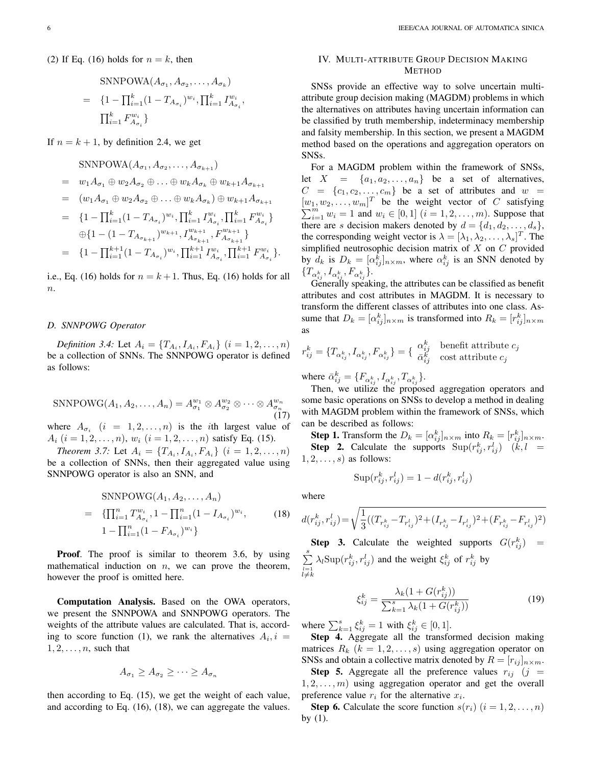(2) If Eq. (16) holds for $n = k$, then

$$
\begin{aligned}
& \text{SNNPOWA}(A_{\sigma_1}, A_{\sigma_2}, \ldots, A_{\sigma_k}) \\
= \; & \{1 - \textstyle\prod_{i=1}^{k}(1 - T_{A_{\sigma_i}})^{w_i}, \prod_{i=1}^{k} I_{A_{\sigma_i}}^{w_i}, \\
& \textstyle\prod_{i=1}^{k} F_{A_{\sigma_i}}^{w_i}\}
\end{aligned}
$$

If $n = k + 1$, by definition 2.4, we get

$$
\begin{aligned}
& \text{SNNPOWA}(A_{\sigma_1}, A_{\sigma_2}, \ldots, A_{\sigma_{k+1}}) \\
= \; & w_1 A_{\sigma_1} \oplus w_2 A_{\sigma_2} \oplus \ldots \oplus w_k A_{\sigma_k} \oplus w_{k+1} A_{\sigma_{k+1}} \\
= \; & (w_1 A_{\sigma_1} \oplus w_2 A_{\sigma_2} \oplus \ldots \oplus w_k A_{\sigma_k}) \oplus w_{k+1} A_{\sigma_{k+1}} \\
= \; & \{1 - \textstyle\prod_{i=1}^{k}(1 - T_{A_{\sigma_i}})^{w_i}, \prod_{i=1}^{k} I_{A_{\sigma_i}}^{w_i}, \prod_{i=1}^{k} F_{A_{\sigma_i}}^{w_i}\} \\
& \oplus \{1 - (1 - T_{A_{\sigma_{k+1}}})^{w_{k+1}}, I_{A_{\sigma_{k+1}}}^{w_{k+1}}, F_{A_{\sigma_{k+1}}}^{w_{k+1}}\} \\
= \; & \{1 - \textstyle\prod_{i=1}^{k+1}(1 - T_{A_{\sigma_i}})^{w_i}, \prod_{i=1}^{k+1} I_{A_{\sigma_i}}^{w_i}, \prod_{i=1}^{k+1} F_{A_{\sigma_i}}^{w_i}\}.
\end{aligned}
$$

i.e., Eq. (16) holds for $n = k + 1$. Thus, Eq. (16) holds for all $n$.

### D. SNNPOWG Operator

*Definition 3.4:* Let $A_i = \{T_{A_i}, I_{A_i}, F_{A_i}\}$ $(i = 1, 2, \ldots, n)$ be a collection of SNNs. The SNNPOWG operator is defined as follows:

$$
\text{SNNPOWG}(A_1, A_2, \ldots, A_n) = A_{\sigma_1}^{w_1} \otimes A_{\sigma_2}^{w_2} \otimes \cdots \otimes A_{\sigma_n}^{w_n} \tag{17}
$$

where $A_{\sigma_i}$ $(i = 1, 2, \ldots, n)$ is the $i$th largest value of $A_i$ $(i = 1, 2, \ldots, n)$, $w_i$ $(i = 1, 2, \ldots, n)$ satisfy Eq. (15).

*Theorem 3.7:* Let $A_i = \{T_{A_i}, I_{A_i}, F_{A_i}\}$ $(i = 1, 2, \ldots, n)$ be a collection of SNNs, then their aggregated value using SNNPOWG operator is also an SNN, and

$$
\begin{aligned}
& \text{SNNPOWG}(A_1, A_2, \ldots, A_n) \\
= \; & \{\textstyle\prod_{i=1}^{n} T_{A_{\sigma_i}}^{w_i}, 1 - \prod_{i=1}^{n}(1 - I_{A_{\sigma_i}})^{w_i}, \\
& 1 - \textstyle\prod_{i=1}^{n}(1 - F_{A_{\sigma_i}})^{w_i}\}
\end{aligned} \tag{18}
$$

**Proof**. The proof is similar to theorem 3.6, by using mathematical induction on $n$, we can prove the theorem, however the proof is omitted here.

**Computation Analysis.** Based on the OWA operators, we present the SNNPOWA and SNNPOWG operators. The weights of the attribute values are calculated. That is, according to score function (1), we rank the alternatives $A_i, i = 1, 2, \ldots, n$, such that

$$
A_{\sigma_1} \geq A_{\sigma_2} \geq \cdots \geq A_{\sigma_n}
$$

then according to Eq. (15), we get the weight of each value, and according to Eq. (16), (18), we can aggregate the values.

## IV. Multi-attribute Group Decision Making Method

SNSs provide an effective way to solve uncertain multi-attribute group decision making (MAGDM) problems in which the alternatives on attributes having uncertain information can be classified by truth membership, indeterminacy membership and falsity membership. In this section, we present a MAGDM method based on the operations and aggregation operators on SNSs.

For a MAGDM problem within the framework of SNSs, let $X = \{a_1, a_2, \ldots, a_n\}$ be a set of alternatives, $C = \{c_1, c_2, \ldots, c_m\}$ be a set of attributes and $w = [w_1, w_2, \ldots, w_m]^T$ be the weight vector of $C$ satisfying $\sum_{i=1}^{m} w_i = 1$ and $w_i \in [0, 1]$ $(i = 1, 2, \ldots, m)$. Suppose that there are $s$ decision makers denoted by $d = \{d_1, d_2, \ldots, d_s\}$, the corresponding weight vector is $\lambda = [\lambda_1, \lambda_2, \ldots, \lambda_s]^T$. The simplified neutrosophic decision matrix of $X$ on $C$ provided by $d_k$ is $D_k = [\alpha_{ij}^k]_{n \times m}$, where $\alpha_{ij}^k$ is an SNN denoted by $\{T_{\alpha_{ij}^k}, I_{\alpha_{ij}^k}, F_{\alpha_{ij}^k}\}$.

Generally speaking, the attributes can be classified as benefit attributes and cost attributes in MAGDM. It is necessary to transform the different classes of attributes into one class. Assume that $D_k = [\alpha_{ij}^k]_{n \times m}$ is transformed into $R_k = [r_{ij}^k]_{n \times m}$ as

$$
r_{ij}^k = \{T_{\alpha_{ij}^k}, I_{\alpha_{ij}^k}, F_{\alpha_{ij}^k}\} = \begin{cases} \alpha_{ij}^k & \text{benefit attribute } c_j \\ \bar{\alpha}_{ij}^k & \text{cost attribute } c_j \end{cases}
$$

where $\bar{\alpha}_{ij}^k = \{F_{\alpha_{ij}^k}, I_{\alpha_{ij}^k}, T_{\alpha_{ij}^k}\}$.

Then, we utilize the proposed aggregation operators and some basic operations on SNSs to develop a method in dealing with MAGDM problem within the framework of SNSs, which can be described as follows:

**Step 1.** Transform the $D_k = [\alpha_{ij}^k]_{n \times m}$ into $R_k = [r_{ij}^k]_{n \times m}$.

**Step 2.** Calculate the supports $\text{Sup}(r_{ij}^k, r_{ij}^l)$ $(k, l = 1, 2, \ldots, s)$ as follows:

$$
\text{Sup}(r_{ij}^k, r_{ij}^l) = 1 - d(r_{ij}^k, r_{ij}^l)
$$

where

$$
d(r_{ij}^k, r_{ij}^l) = \sqrt{\frac{1}{3}((T_{r_{ij}^k} - T_{r_{ij}^l})^2 + (I_{r_{ij}^k} - I_{r_{ij}^l})^2 + (F_{r_{ij}^k} - F_{r_{ij}^l})^2)}
$$

**Step 3.** Calculate the weighted supports $G(r_{ij}^k) = \sum_{\substack{l=1 \\ l \neq k}}^{s} \lambda_l \text{Sup}(r_{ij}^k, r_{ij}^l)$ and the weight $\xi_{ij}^k$ of $r_{ij}^k$ by

$$
\xi_{ij}^k = \frac{\lambda_k(1 + G(r_{ij}^k))}{\sum_{k=1}^{s} \lambda_k(1 + G(r_{ij}^k))} \tag{19}
$$

where $\sum_{k=1}^{s} \xi_{ij}^k = 1$ with $\xi_{ij}^k \in [0, 1]$.

**Step 4.** Aggregate all the transformed decision making matrices $R_k$ $(k = 1, 2, \ldots, s)$ using aggregation operator on SNSs and obtain a collective matrix denoted by $R = [r_{ij}]_{n \times m}$.

**Step 5.** Aggregate all the preference values $r_{ij}$ $(j = 1, 2, \ldots, m)$ using aggregation operator and get the overall preference value $r_i$ for the alternative $x_i$.

**Step 6.** Calculate the score function $s(r_i)$ $(i = 1, 2, \ldots, n)$ by (1).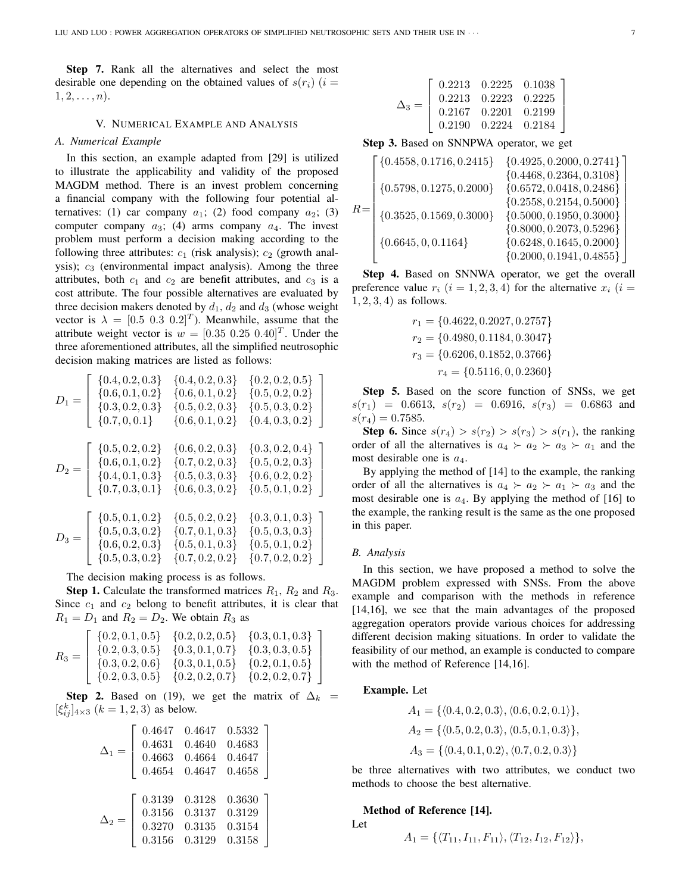**Step 7.** Rank all the alternatives and select the most desirable one depending on the obtained values of $s(r_i)$ $(i = 1, 2, \dots, n)$.

## V. Numerical Example and Analysis

### A. Numerical Example

In this section, an example adapted from [29] is utilized to illustrate the applicability and validity of the proposed MAGDM method. There is an invest problem concerning a financial company with the following four potential alternatives: (1) car company $a_1$; (2) food company $a_2$; (3) computer company $a_3$; (4) arms company $a_4$. The invest problem must perform a decision making according to the following three attributes: $c_1$ (risk analysis); $c_2$ (growth analysis); $c_3$ (environmental impact analysis). Among the three attributes, both $c_1$ and $c_2$ are benefit attributes, and $c_3$ is a cost attribute. The four possible alternatives are evaluated by three decision makers denoted by $d_1$, $d_2$ and $d_3$ (whose weight vector is $\lambda = [0.5\ 0.3\ 0.2]^T$). Meanwhile, assume that the attribute weight vector is $w = [0.35\ 0.25\ 0.40]^T$. Under the three aforementioned attributes, all the simplified neutrosophic decision making matrices are listed as follows:

$$D_1 = \begin{bmatrix} \{0.4, 0.2, 0.3\} & \{0.4, 0.2, 0.3\} & \{0.2, 0.2, 0.5\} \\ \{0.6, 0.1, 0.2\} & \{0.6, 0.1, 0.2\} & \{0.5, 0.2, 0.2\} \\ \{0.3, 0.2, 0.3\} & \{0.5, 0.2, 0.3\} & \{0.5, 0.3, 0.2\} \\ \{0.7, 0, 0.1\} & \{0.6, 0.1, 0.2\} & \{0.4, 0.3, 0.2\} \end{bmatrix}$$

$$D_2 = \begin{bmatrix} \{0.5, 0.2, 0.2\} & \{0.6, 0.2, 0.3\} & \{0.3, 0.2, 0.4\} \\ \{0.6, 0.1, 0.2\} & \{0.7, 0.2, 0.3\} & \{0.5, 0.2, 0.3\} \\ \{0.4, 0.1, 0.3\} & \{0.5, 0.3, 0.3\} & \{0.6, 0.2, 0.2\} \\ \{0.7, 0.3, 0.1\} & \{0.6, 0.3, 0.2\} & \{0.5, 0.1, 0.2\} \end{bmatrix}$$

$$D_3 = \begin{bmatrix} \{0.5, 0.1, 0.2\} & \{0.5, 0.2, 0.2\} & \{0.3, 0.1, 0.3\} \\ \{0.5, 0.3, 0.2\} & \{0.7, 0.1, 0.3\} & \{0.5, 0.3, 0.3\} \\ \{0.6, 0.2, 0.3\} & \{0.5, 0.1, 0.3\} & \{0.5, 0.1, 0.2\} \\ \{0.5, 0.3, 0.2\} & \{0.7, 0.2, 0.2\} & \{0.7, 0.2, 0.2\} \end{bmatrix}$$

The decision making process is as follows.

**Step 1.** Calculate the transformed matrices $R_1$, $R_2$ and $R_3$. Since $c_1$ and $c_2$ belong to benefit attributes, it is clear that $R_1 = D_1$ and $R_2 = D_2$. We obtain $R_3$ as

$$R_3 = \begin{bmatrix} \{0.2, 0.1, 0.5\} & \{0.2, 0.2, 0.5\} & \{0.3, 0.1, 0.3\} \\ \{0.2, 0.3, 0.5\} & \{0.3, 0.1, 0.7\} & \{0.3, 0.3, 0.5\} \\ \{0.3, 0.2, 0.6\} & \{0.3, 0.1, 0.5\} & \{0.2, 0.1, 0.5\} \\ \{0.2, 0.3, 0.5\} & \{0.2, 0.2, 0.7\} & \{0.2, 0.2, 0.7\} \end{bmatrix}$$

**Step 2.** Based on (19), we get the matrix of $\Delta_k = [\xi_{ij}^k]_{4\times 3}$ $(k = 1, 2, 3)$ as below.

$$\Delta_1 = \begin{bmatrix} 0.4647 & 0.4647 & 0.5332 \\ 0.4631 & 0.4640 & 0.4683 \\ 0.4663 & 0.4664 & 0.4647 \\ 0.4654 & 0.4647 & 0.4658 \end{bmatrix}$$

$$\Delta_2 = \begin{bmatrix} 0.3139 & 0.3128 & 0.3630 \\ 0.3156 & 0.3137 & 0.3129 \\ 0.3270 & 0.3135 & 0.3154 \\ 0.3156 & 0.3129 & 0.3158 \end{bmatrix}$$

$$\Delta_3 = \begin{bmatrix} 0.2213 & 0.2225 & 0.1038 \\ 0.2213 & 0.2223 & 0.2225 \\ 0.2167 & 0.2201 & 0.2199 \\ 0.2190 & 0.2224 & 0.2184 \end{bmatrix}$$

**Step 3.** Based on SNNPWA operator, we get

$$R = \begin{bmatrix} \{0.4558, 0.1716, 0.2415\} & \{0.4925, 0.2000, 0.2741\} \\ & \{0.4468, 0.2364, 0.3108\} \\ \{0.5798, 0.1275, 0.2000\} & \{0.6572, 0.0418, 0.2486\} \\ & \{0.2558, 0.2154, 0.5000\} \\ \{0.3525, 0.1569, 0.3000\} & \{0.5000, 0.1950, 0.3000\} \\ & \{0.8000, 0.2073, 0.5296\} \\ \{0.6645, 0, 0.1164\} & \{0.6248, 0.1645, 0.2000\} \\ & \{0.2000, 0.1941, 0.4855\} \end{bmatrix}$$

**Step 4.** Based on SNNWA operator, we get the overall preference value $r_i$ $(i = 1, 2, 3, 4)$ for the alternative $x_i$ $(i = 1, 2, 3, 4)$ as follows.

$$r_1 = \{0.4622, 0.2027, 0.2757\}$$
$$r_2 = \{0.4980, 0.1184, 0.3047\}$$
$$r_3 = \{0.6206, 0.1852, 0.3766\}$$
$$r_4 = \{0.5116, 0, 0.2360\}$$

**Step 5.** Based on the score function of SNSs, we get $s(r_1) = 0.6613$, $s(r_2) = 0.6916$, $s(r_3) = 0.6863$ and $s(r_4) = 0.7585$.

**Step 6.** Since $s(r_4) > s(r_2) > s(r_3) > s(r_1)$, the ranking order of all the alternatives is $a_4 \succ a_2 \succ a_3 \succ a_1$ and the most desirable one is $a_4$.

By applying the method of [14] to the example, the ranking order of all the alternatives is $a_4 \succ a_2 \succ a_1 \succ a_3$ and the most desirable one is $a_4$. By applying the method of [16] to the example, the ranking result is the same as the one proposed in this paper.

### B. Analysis

In this section, we have proposed a method to solve the MAGDM problem expressed with SNSs. From the above example and comparison with the methods in reference [14,16], we see that the main advantages of the proposed aggregation operators provide various choices for addressing different decision making situations. In order to validate the feasibility of our method, an example is conducted to compare with the method of Reference [14,16].

**Example.** Let

$$A_1 = \{\langle 0.4, 0.2, 0.3\rangle, \langle 0.6, 0.2, 0.1\rangle\},$$
$$A_2 = \{\langle 0.5, 0.2, 0.3\rangle, \langle 0.5, 0.1, 0.3\rangle\},$$
$$A_3 = \{\langle 0.4, 0.1, 0.2\rangle, \langle 0.7, 0.2, 0.3\rangle\}$$

be three alternatives with two attributes, we conduct two methods to choose the best alternative.

**Method of Reference [14].**
Let

$$A_1 = \{\langle T_{11}, I_{11}, F_{11}\rangle, \langle T_{12}, I_{12}, F_{12}\rangle\},$$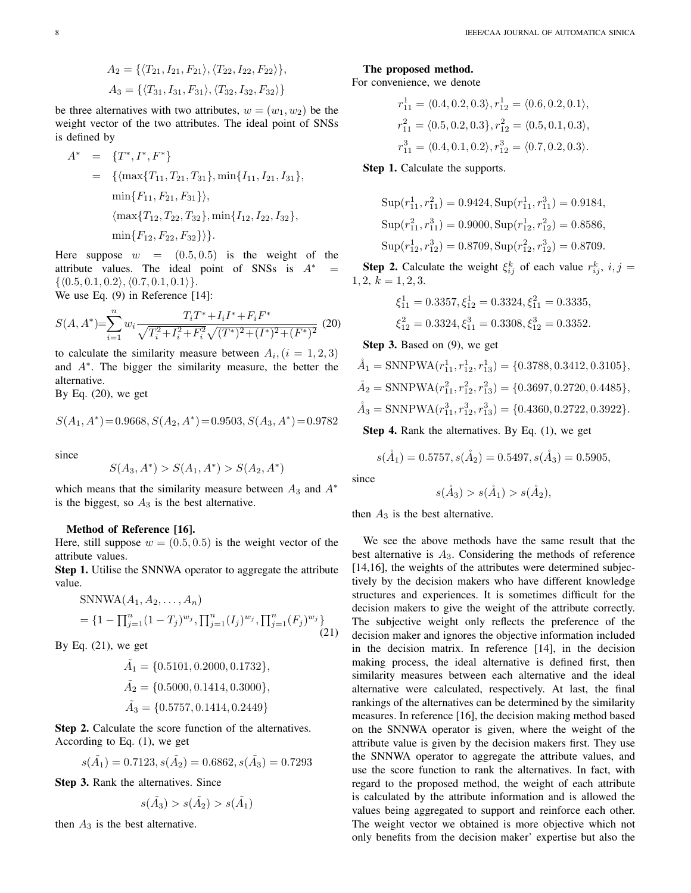$$A_2 = \{\langle T_{21}, I_{21}, F_{21}\rangle, \langle T_{22}, I_{22}, F_{22}\rangle\},$$
$$A_3 = \{\langle T_{31}, I_{31}, F_{31}\rangle, \langle T_{32}, I_{32}, F_{32}\rangle\}$$

be three alternatives with two attributes, $w = (w_1, w_2)$ be the weight vector of the two attributes. The ideal point of SNSs is defined by

$$\begin{aligned} A^* &= \{T^*, I^*, F^*\} \\ &= \{\langle \max\{T_{11}, T_{21}, T_{31}\}, \min\{I_{11}, I_{21}, I_{31}\}, \\ &\quad \min\{F_{11}, F_{21}, F_{31}\}\rangle, \\ &\quad \langle \max\{T_{12}, T_{22}, T_{32}\}, \min\{I_{12}, I_{22}, I_{32}\}, \\ &\quad \min\{F_{12}, F_{22}, F_{32}\}\rangle\}. \end{aligned}$$

Here suppose $w = (0.5, 0.5)$ is the weight of the attribute values. The ideal point of SNSs is $A^* = \{\langle 0.5, 0.1, 0.2\rangle, \langle 0.7, 0.1, 0.1\rangle\}$.
We use Eq. (9) in Reference [14]:

$$S(A, A^*) = \sum_{i=1}^{n} w_i \frac{T_i T^* + I_i I^* + F_i F^*}{\sqrt{T_i^2 + I_i^2 + F_i^2}\sqrt{(T^*)^2 + (I^*)^2 + (F^*)^2}} \quad (20)$$

to calculate the similarity measure between $A_i, (i = 1, 2, 3)$ and $A^*$. The bigger the similarity measure, the better the alternative.
By Eq. (20), we get

$$S(A_1, A^*) = 0.9668, S(A_2, A^*) = 0.9503, S(A_3, A^*) = 0.9782$$

since

$$S(A_3, A^*) > S(A_1, A^*) > S(A_2, A^*)$$

which means that the similarity measure between $A_3$ and $A^*$ is the biggest, so $A_3$ is the best alternative.

**Method of Reference [16].**
Here, still suppose $w = (0.5, 0.5)$ is the weight vector of the attribute values.
**Step 1.** Utilise the SNNWA operator to aggregate the attribute value.

$$\begin{aligned} &\text{SNNWA}(A_1, A_2, \ldots, A_n) \\ &= \{1 - \textstyle\prod_{j=1}^{n}(1 - T_j)^{w_j}, \prod_{j=1}^{n}(I_j)^{w_j}, \prod_{j=1}^{n}(F_j)^{w_j}\} \end{aligned} \quad (21)$$

By Eq. (21), we get

$$\tilde{A}_1 = \{0.5101, 0.2000, 0.1732\},$$
$$\tilde{A}_2 = \{0.5000, 0.1414, 0.3000\},$$
$$\tilde{A}_3 = \{0.5757, 0.1414, 0.2449\}$$

**Step 2.** Calculate the score function of the alternatives. According to Eq. (1), we get

$$s(\tilde{A}_1) = 0.7123, s(\tilde{A}_2) = 0.6862, s(\tilde{A}_3) = 0.7293$$

**Step 3.** Rank the alternatives. Since

$$s(\tilde{A}_3) > s(\tilde{A}_2) > s(\tilde{A}_1)$$

then $A_3$ is the best alternative.

**The proposed method.**
For convenience, we denote

$$r_{11}^1 = \langle 0.4, 0.2, 0.3\rangle, r_{12}^1 = \langle 0.6, 0.2, 0.1\rangle,$$
$$r_{11}^2 = \langle 0.5, 0.2, 0.3\}, r_{12}^2 = \langle 0.5, 0.1, 0.3\rangle,$$
$$r_{11}^3 = \langle 0.4, 0.1, 0.2\rangle, r_{12}^3 = \langle 0.7, 0.2, 0.3\rangle.$$

**Step 1.** Calculate the supports.

$$\text{Sup}(r_{11}^1, r_{11}^2) = 0.9424, \text{Sup}(r_{11}^1, r_{11}^3) = 0.9184,$$
$$\text{Sup}(r_{11}^2, r_{11}^3) = 0.9000, \text{Sup}(r_{12}^1, r_{12}^2) = 0.8586,$$
$$\text{Sup}(r_{12}^1, r_{12}^3) = 0.8709, \text{Sup}(r_{12}^2, r_{12}^3) = 0.8709.$$

**Step 2.** Calculate the weight $\xi_{ij}^k$ of each value $r_{ij}^k$, $i, j = 1, 2$, $k = 1, 2, 3$.

$$\xi_{11}^1 = 0.3357, \xi_{12}^1 = 0.3324, \xi_{11}^2 = 0.3335,$$
$$\xi_{12}^2 = 0.3324, \xi_{11}^3 = 0.3308, \xi_{12}^3 = 0.3352.$$

**Step 3.** Based on (9), we get

$$\mathring{A}_1 = \text{SNNPWA}(r_{11}^1, r_{12}^1, r_{13}^1) = \{0.3788, 0.3412, 0.3105\},$$
$$\mathring{A}_2 = \text{SNNPWA}(r_{11}^2, r_{12}^2, r_{13}^2) = \{0.3697, 0.2720, 0.4485\},$$
$$\mathring{A}_3 = \text{SNNPWA}(r_{11}^3, r_{12}^3, r_{13}^3) = \{0.4360, 0.2722, 0.3922\}.$$

**Step 4.** Rank the alternatives. By Eq. (1), we get

$$s(\mathring{A}_1) = 0.5757, s(\mathring{A}_2) = 0.5497, s(\mathring{A}_3) = 0.5905,$$

since

$$s(\mathring{A}_3) > s(\mathring{A}_1) > s(\mathring{A}_2),$$

then $A_3$ is the best alternative.

We see the above methods have the same result that the best alternative is $A_3$. Considering the methods of reference [14,16], the weights of the attributes were determined subjectively by the decision makers who have different knowledge structures and experiences. It is sometimes difficult for the decision makers to give the weight of the attribute correctly. The subjective weight only reflects the preference of the decision maker and ignores the objective information included in the decision matrix. In reference [14], in the decision making process, the ideal alternative is defined first, then similarity measures between each alternative and the ideal alternative were calculated, respectively. At last, the final rankings of the alternatives can be determined by the similarity measures. In reference [16], the decision making method based on the SNNWA operator is given, where the weight of the attribute value is given by the decision makers first. They use the SNNWA operator to aggregate the attribute values, and use the score function to rank the alternatives. In fact, with regard to the proposed method, the weight of each attribute is calculated by the attribute information and is allowed the values being aggregated to support and reinforce each other. The weight vector we obtained is more objective which not only benefits from the decision maker' expertise but also the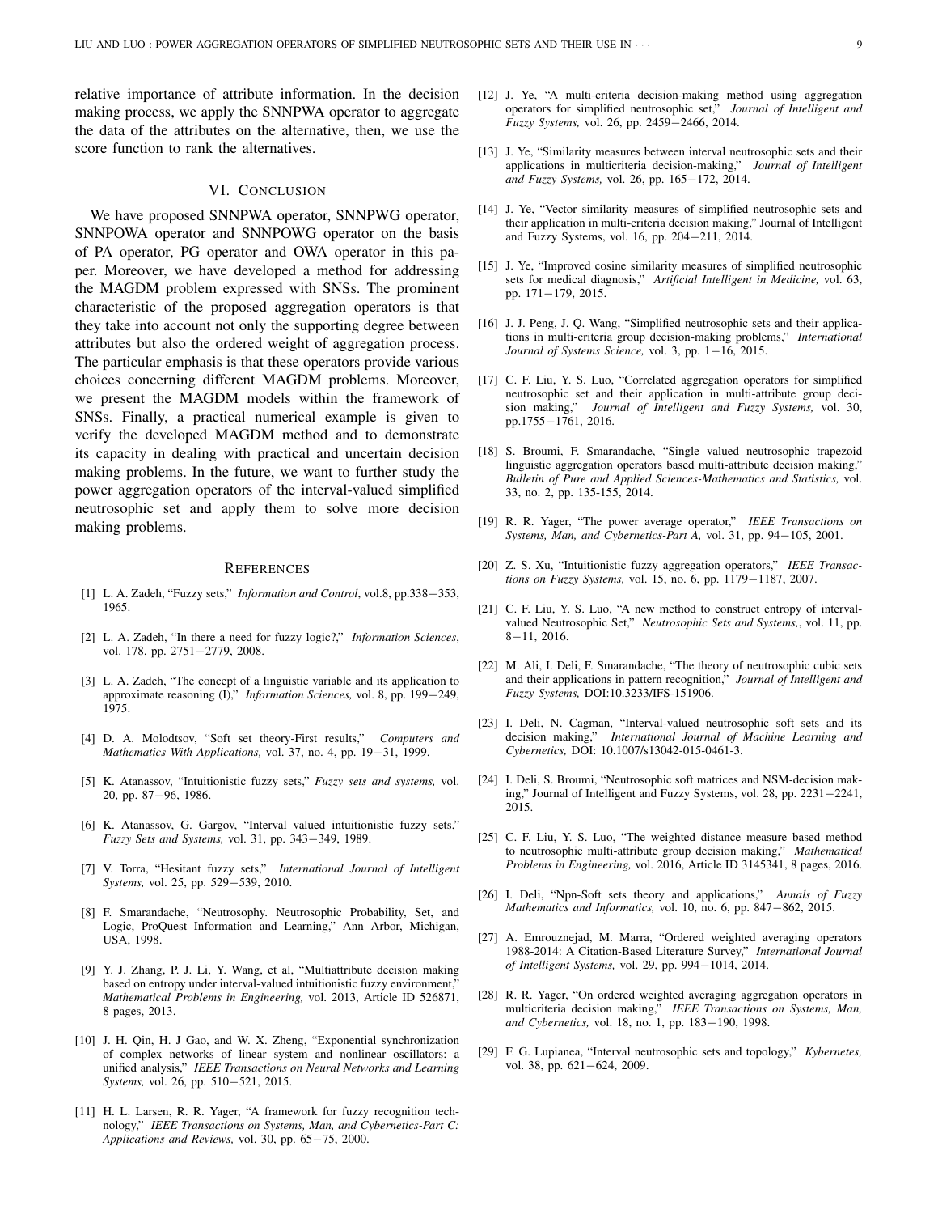relative importance of attribute information. In the decision making process, we apply the SNNPWA operator to aggregate the data of the attributes on the alternative, then, we use the score function to rank the alternatives.

## VI. Conclusion

We have proposed SNNPWA operator, SNNPWG operator, SNNPOWA operator and SNNPOWG operator on the basis of PA operator, PG operator and OWA operator in this paper. Moreover, we have developed a method for addressing the MAGDM problem expressed with SNSs. The prominent characteristic of the proposed aggregation operators is that they take into account not only the supporting degree between attributes but also the ordered weight of aggregation process. The particular emphasis is that these operators provide various choices concerning different MAGDM problems. Moreover, we present the MAGDM models within the framework of SNSs. Finally, a practical numerical example is given to verify the developed MAGDM method and to demonstrate its capacity in dealing with practical and uncertain decision making problems. In the future, we want to further study the power aggregation operators of the interval-valued simplified neutrosophic set and apply them to solve more decision making problems.

## References

[1] L. A. Zadeh, "Fuzzy sets," *Information and Control*, vol.8, pp.338−353, 1965.

[2] L. A. Zadeh, "In there a need for fuzzy logic?," *Information Sciences*, vol. 178, pp. 2751−2779, 2008.

[3] L. A. Zadeh, "The concept of a linguistic variable and its application to approximate reasoning (I)," *Information Sciences,* vol. 8, pp. 199−249, 1975.

[4] D. A. Molodtsov, "Soft set theory-First results," *Computers and Mathematics With Applications,* vol. 37, no. 4, pp. 19−31, 1999.

[5] K. Atanassov, "Intuitionistic fuzzy sets," *Fuzzy sets and systems,* vol. 20, pp. 87−96, 1986.

[6] K. Atanassov, G. Gargov, "Interval valued intuitionistic fuzzy sets," *Fuzzy Sets and Systems,* vol. 31, pp. 343−349, 1989.

[7] V. Torra, "Hesitant fuzzy sets," *International Journal of Intelligent Systems,* vol. 25, pp. 529−539, 2010.

[8] F. Smarandache, "Neutrosophy. Neutrosophic Probability, Set, and Logic, ProQuest Information and Learning," Ann Arbor, Michigan, USA, 1998.

[9] Y. J. Zhang, P. J. Li, Y. Wang, et al, "Multiattribute decision making based on entropy under interval-valued intuitionistic fuzzy environment," *Mathematical Problems in Engineering,* vol. 2013, Article ID 526871, 8 pages, 2013.

[10] J. H. Qin, H. J Gao, and W. X. Zheng, "Exponential synchronization of complex networks of linear system and nonlinear oscillators: a unified analysis," *IEEE Transactions on Neural Networks and Learning Systems,* vol. 26, pp. 510−521, 2015.

[11] H. L. Larsen, R. R. Yager, "A framework for fuzzy recognition technology," *IEEE Transactions on Systems, Man, and Cybernetics-Part C: Applications and Reviews,* vol. 30, pp. 65−75, 2000.

[12] J. Ye, "A multi-criteria decision-making method using aggregation operators for simplified neutrosophic set," *Journal of Intelligent and Fuzzy Systems,* vol. 26, pp. 2459−2466, 2014.

[13] J. Ye, "Similarity measures between interval neutrosophic sets and their applications in multicriteria decision-making," *Journal of Intelligent and Fuzzy Systems,* vol. 26, pp. 165−172, 2014.

[14] J. Ye, "Vector similarity measures of simplified neutrosophic sets and their application in multi-criteria decision making," Journal of Intelligent and Fuzzy Systems, vol. 16, pp. 204−211, 2014.

[15] J. Ye, "Improved cosine similarity measures of simplified neutrosophic sets for medical diagnosis," *Artificial Intelligent in Medicine,* vol. 63, pp. 171−179, 2015.

[16] J. J. Peng, J. Q. Wang, "Simplified neutrosophic sets and their applications in multi-criteria group decision-making problems," *International Journal of Systems Science,* vol. 3, pp. 1−16, 2015.

[17] C. F. Liu, Y. S. Luo, "Correlated aggregation operators for simplified neutrosophic set and their application in multi-attribute group decision making," *Journal of Intelligent and Fuzzy Systems,* vol. 30, pp.1755−1761, 2016.

[18] S. Broumi, F. Smarandache, "Single valued neutrosophic trapezoid linguistic aggregation operators based multi-attribute decision making," *Bulletin of Pure and Applied Sciences-Mathematics and Statistics,* vol. 33, no. 2, pp. 135-155, 2014.

[19] R. R. Yager, "The power average operator," *IEEE Transactions on Systems, Man, and Cybernetics-Part A,* vol. 31, pp. 94−105, 2001.

[20] Z. S. Xu, "Intuitionistic fuzzy aggregation operators," *IEEE Transactions on Fuzzy Systems,* vol. 15, no. 6, pp. 1179−1187, 2007.

[21] C. F. Liu, Y. S. Luo, "A new method to construct entropy of interval-valued Neutrosophic Set," *Neutrosophic Sets and Systems,*, vol. 11, pp. 8−11, 2016.

[22] M. Ali, I. Deli, F. Smarandache, "The theory of neutrosophic cubic sets and their applications in pattern recognition," *Journal of Intelligent and Fuzzy Systems,* DOI:10.3233/IFS-151906.

[23] I. Deli, N. Cagman, "Interval-valued neutrosophic soft sets and its decision making," *International Journal of Machine Learning and Cybernetics,* DOI: 10.1007/s13042-015-0461-3.

[24] I. Deli, S. Broumi, "Neutrosophic soft matrices and NSM-decision making," Journal of Intelligent and Fuzzy Systems, vol. 28, pp. 2231−2241, 2015.

[25] C. F. Liu, Y. S. Luo, "The weighted distance measure based method to neutrosophic multi-attribute group decision making," *Mathematical Problems in Engineering,* vol. 2016, Article ID 3145341, 8 pages, 2016.

[26] I. Deli, "Npn-Soft sets theory and applications," *Annals of Fuzzy Mathematics and Informatics,* vol. 10, no. 6, pp. 847−862, 2015.

[27] A. Emrouznejad, M. Marra, "Ordered weighted averaging operators 1988-2014: A Citation-Based Literature Survey," *International Journal of Intelligent Systems,* vol. 29, pp. 994−1014, 2014.

[28] R. R. Yager, "On ordered weighted averaging aggregation operators in multicriteria decision making," *IEEE Transactions on Systems, Man, and Cybernetics,* vol. 18, no. 1, pp. 183−190, 1998.

[29] F. G. Lupianea, "Interval neutrosophic sets and topology," *Kybernetes,* vol. 38, pp. 621−624, 2009.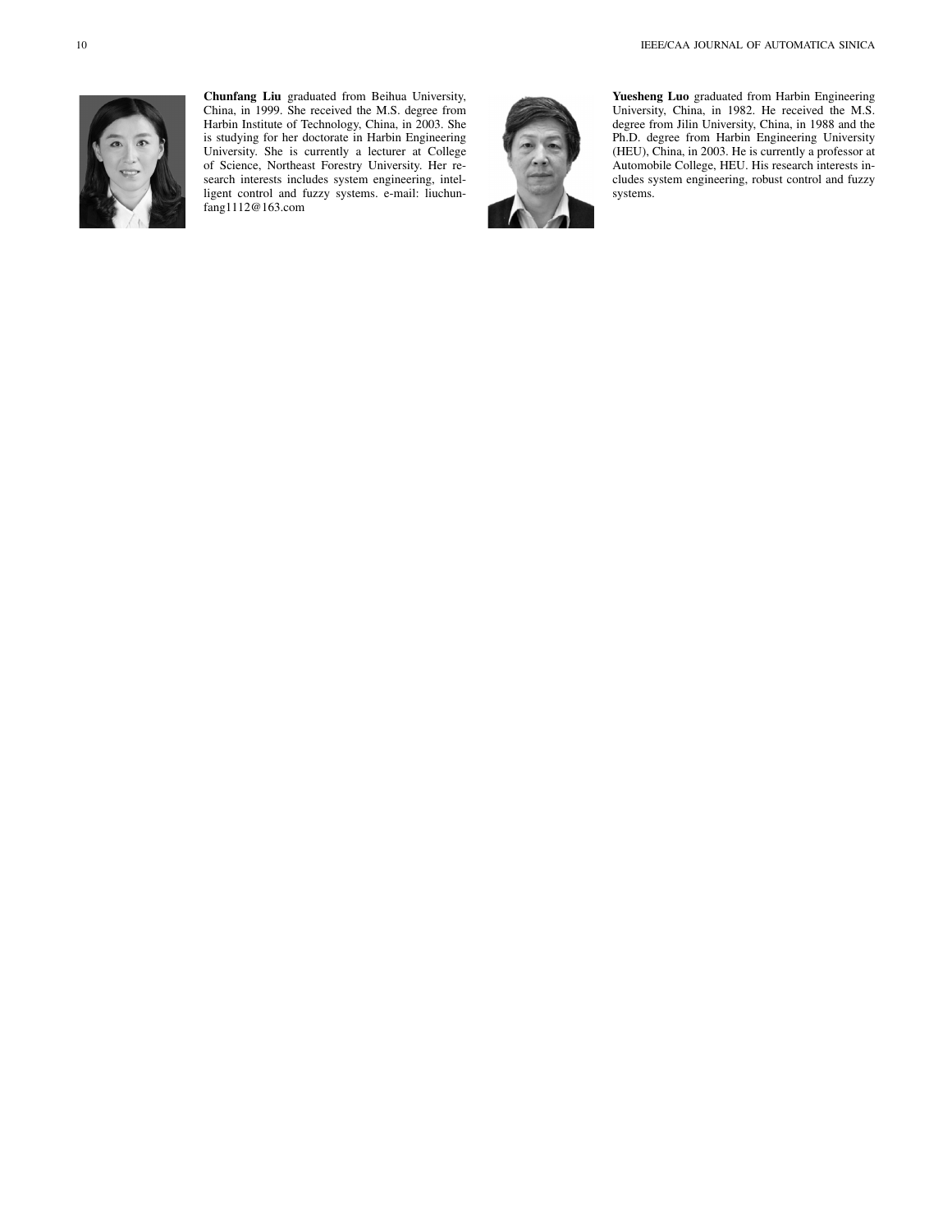**Chunfang Liu** graduated from Beihua University, China, in 1999. She received the M.S. degree from Harbin Institute of Technology, China, in 2003. She is studying for her doctorate in Harbin Engineering University. She is currently a lecturer at College of Science, Northeast Forestry University. Her research interests includes system engineering, intelligent control and fuzzy systems. e-mail: liuchunfang1112@163.com

**Yuesheng Luo** graduated from Harbin Engineering University, China, in 1982. He received the M.S. degree from Jilin University, China, in 1988 and the Ph.D. degree from Harbin Engineering University (HEU), China, in 2003. He is currently a professor at Automobile College, HEU. His research interests includes system engineering, robust control and fuzzy systems.